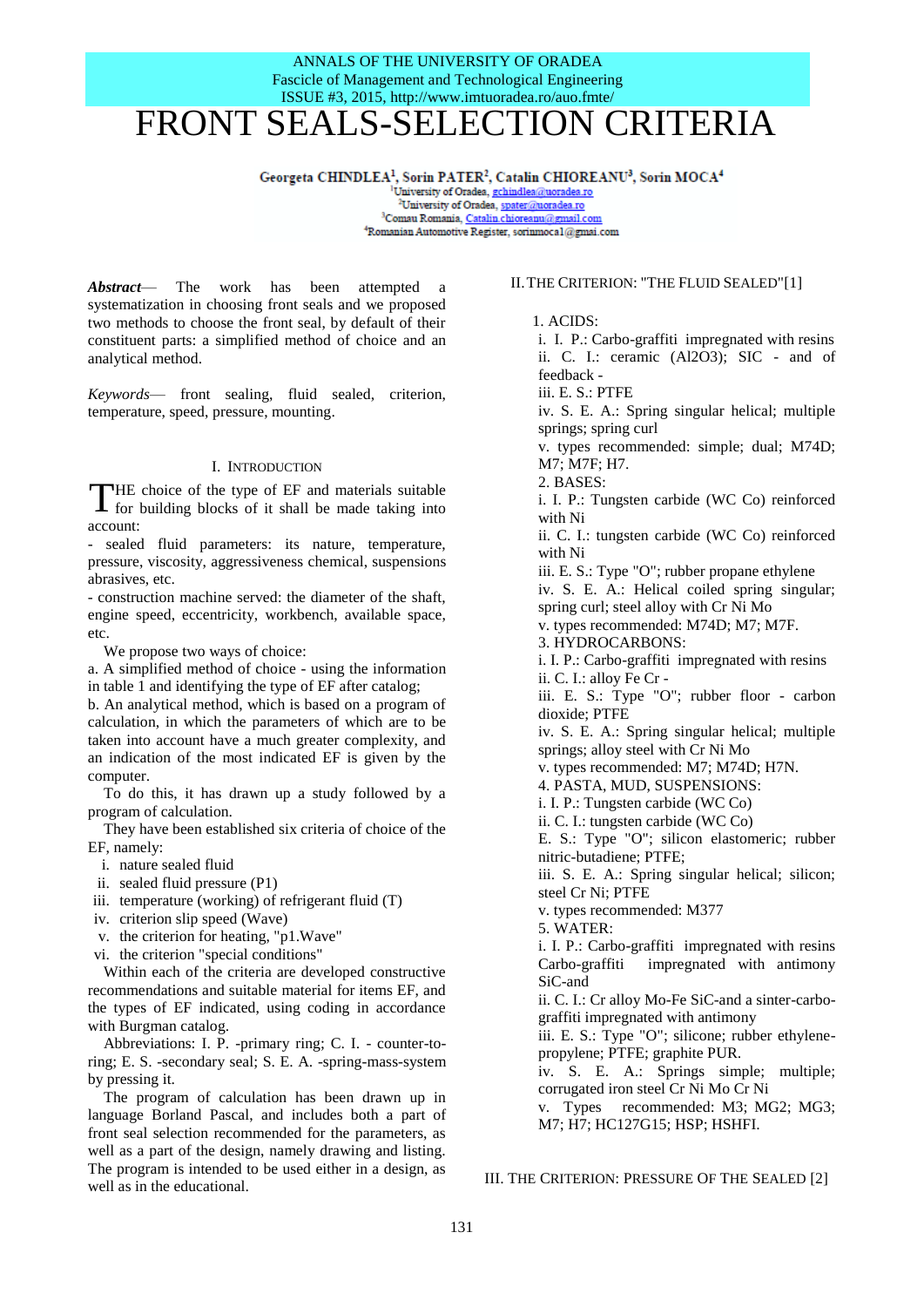# FRONT SEALS-SELECTION CRITERIA

Georgeta CHINDLEA[1], Sorin PATER[2], Catalin CHIOREANU[3], Sorin MOCA[4]

[1]University of Oradea, gchindlea@uoradea.ro
[2]University of Oradea, spater@uoradea.ro
[3]Comau Romania, Catalin.chioreanu@gmail.com
[4]Romanian Automotive Register, sorinmoca1@gmai.com

***Abstract***— The work has been attempted a systematization in choosing front seals and we proposed two methods to choose the front seal, by default of their constituent parts: a simplified method of choice and an analytical method.

*Keywords*— front sealing, fluid sealed, criterion, temperature, speed, pressure, mounting.

## I. Introduction

THE choice of the type of EF and materials suitable for building blocks of it shall be made taking into account:

- sealed fluid parameters: its nature, temperature, pressure, viscosity, aggressiveness chemical, suspensions abrasives, etc.
- construction machine served: the diameter of the shaft, engine speed, eccentricity, workbench, available space, etc.

We propose two ways of choice:

a. A simplified method of choice - using the information in table 1 and identifying the type of EF after catalog;

b. An analytical method, which is based on a program of calculation, in which the parameters of which are to be taken into account have a much greater complexity, and an indication of the most indicated EF is given by the computer.

To do this, it has drawn up a study followed by a program of calculation.

They have been established six criteria of choice of the EF, namely:

i. nature sealed fluid
ii. sealed fluid pressure (P1)
iii. temperature (working) of refrigerant fluid (T)
iv. criterion slip speed (Wave)
v. the criterion for heating, "p1.Wave"
vi. the criterion "special conditions"

Within each of the criteria are developed constructive recommendations and suitable material for items EF, and the types of EF indicated, using coding in accordance with Burgman catalog.

Abbreviations: I. P. -primary ring; C. I. - counter-to-ring; E. S. -secondary seal; S. E. A. -spring-mass-system by pressing it.

The program of calculation has been drawn up in language Borland Pascal, and includes both a part of front seal selection recommended for the parameters, as well as a part of the design, namely drawing and listing. The program is intended to be used either in a design, as well as in the educational.

## II. The Criterion: "The Fluid Sealed"[1]

1. ACIDS:
i. I. P.: Carbo-graffiti impregnated with resins
ii. C. I.: ceramic ($Al_2O_3$); SIC - and of feedback -
iii. E. S.: PTFE
iv. S. E. A.: Spring singular helical; multiple springs; spring curl
v. types recommended: simple; dual; M74D; M7; M7F; H7.

2. BASES:
i. I. P.: Tungsten carbide (WC Co) reinforced with Ni
ii. C. I.: tungsten carbide (WC Co) reinforced with Ni
iii. E. S.: Type "O"; rubber propane ethylene
iv. S. E. A.: Helical coiled spring singular; spring curl; steel alloy with Cr Ni Mo
v. types recommended: M74D; M7; M7F.

3. HYDROCARBONS:
i. I. P.: Carbo-graffiti impregnated with resins
ii. C. I.: alloy Fe Cr -
iii. E. S.: Type "O"; rubber floor - carbon dioxide; PTFE
iv. S. E. A.: Spring singular helical; multiple springs; alloy steel with Cr Ni Mo
v. types recommended: M7; M74D; H7N.

4. PASTA, MUD, SUSPENSIONS:
i. I. P.: Tungsten carbide (WC Co)
ii. C. I.: tungsten carbide (WC Co)
E. S.: Type "O"; silicon elastomeric; rubber nitric-butadiene; PTFE;
iii. S. E. A.: Spring singular helical; silicon; steel Cr Ni; PTFE
v. types recommended: M377

5. WATER:
i. I. P.: Carbo-graffiti impregnated with resins Carbo-graffiti impregnated with antimony SiC-and
ii. C. I.: Cr alloy Mo-Fe SiC-and a sinter-carbo-graffiti impregnated with antimony
iii. E. S.: Type "O"; silicone; rubber ethylene-propylene; PTFE; graphite PUR.
iv. S. E. A.: Springs simple; multiple; corrugated iron steel Cr Ni Mo Cr Ni
v. Types recommended: M3; MG2; MG3; M7; H7; HC127G15; HSP; HSHFI.

## III. The Criterion: Pressure Of The Sealed [2]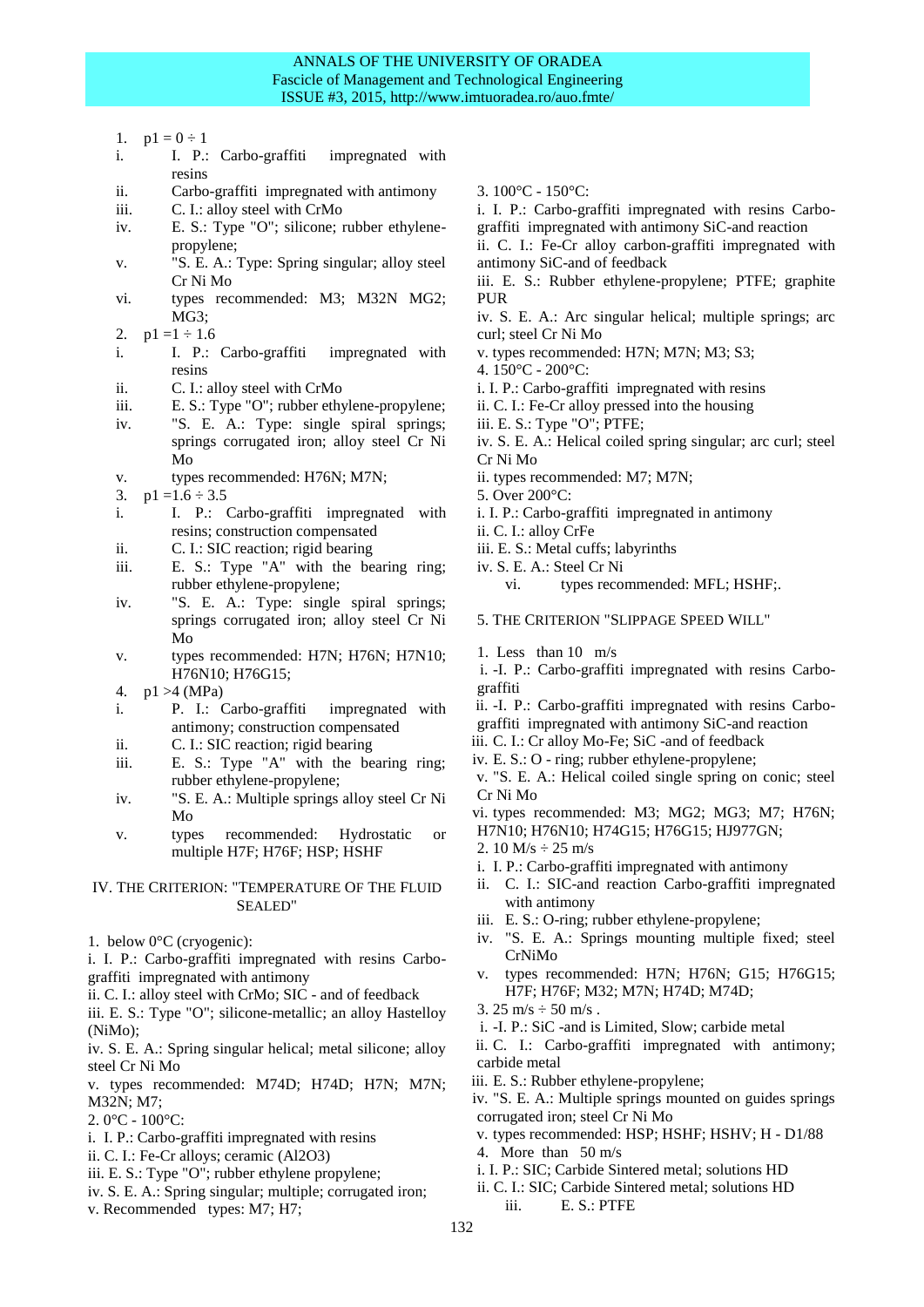1. $p1 = 0 \div 1$
   i. I. P.: Carbo-graffiti impregnated with resins
   ii. Carbo-graffiti impregnated with antimony
   iii. C. I.: alloy steel with CrMo
   iv. E. S.: Type "O"; silicone; rubber ethylene-propylene;
   v. "S. E. A.: Type: Spring singular; alloy steel Cr Ni Mo
   vi. types recommended: M3; M32N MG2; MG3;
2. $p1 = 1 \div 1.6$
   i. I. P.: Carbo-graffiti impregnated with resins
   ii. C. I.: alloy steel with CrMo
   iii. E. S.: Type "O"; rubber ethylene-propylene;
   iv. "S. E. A.: Type: single spiral springs; springs corrugated iron; alloy steel Cr Ni Mo
   v. types recommended: H76N; M7N;
3. $p1 = 1.6 \div 3.5$
   i. I. P.: Carbo-graffiti impregnated with resins; construction compensated
   ii. C. I.: SIC reaction; rigid bearing
   iii. E. S.: Type "A" with the bearing ring; rubber ethylene-propylene;
   iv. "S. E. A.: Type: single spiral springs; springs corrugated iron; alloy steel Cr Ni Mo
   v. types recommended: H7N; H76N; H7N10; H76N10; H76G15;
4. $p1 > 4$ (MPa)
   i. P. I.: Carbo-graffiti impregnated with antimony; construction compensated
   ii. C. I.: SIC reaction; rigid bearing
   iii. E. S.: Type "A" with the bearing ring; rubber ethylene-propylene;
   iv. "S. E. A.: Multiple springs alloy steel Cr Ni Mo
   v. types recommended: Hydrostatic or multiple H7F; H76F; HSP; HSHF

## IV. The Criterion: "Temperature of the Fluid Sealed"

1. below 0°C (cryogenic):

i. I. P.: Carbo-graffiti impregnated with resins Carbo-graffiti impregnated with antimony

ii. C. I.: alloy steel with CrMo; SIC - and of feedback

iii. E. S.: Type "O"; silicone-metallic; an alloy Hastelloy (NiMo);

iv. S. E. A.: Spring singular helical; metal silicone; alloy steel Cr Ni Mo

v. types recommended: M74D; H74D; H7N; M7N; M32N; M7;

2. 0°C - 100°C:

i. I. P.: Carbo-graffiti impregnated with resins

ii. C. I.: Fe-Cr alloys; ceramic ($Al_2O_3$)

iii. E. S.: Type "O"; rubber ethylene propylene;

iv. S. E. A.: Spring singular; multiple; corrugated iron;

v. Recommended types: M7; H7;

3. 100°C - 150°C:

i. I. P.: Carbo-graffiti impregnated with resins Carbo-graffiti impregnated with antimony SiC-and reaction

ii. C. I.: Fe-Cr alloy carbon-graffiti impregnated with antimony SiC-and of feedback

iii. E. S.: Rubber ethylene-propylene; PTFE; graphite PUR

iv. S. E. A.: Arc singular helical; multiple springs; arc curl; steel Cr Ni Mo

v. types recommended: H7N; M7N; M3; S3;

4. 150°C - 200°C:

i. I. P.: Carbo-graffiti impregnated with resins

ii. C. I.: Fe-Cr alloy pressed into the housing

iii. E. S.: Type "O"; PTFE;

iv. S. E. A.: Helical coiled spring singular; arc curl; steel Cr Ni Mo

ii. types recommended: M7; M7N;

5. Over 200°C:

i. I. P.: Carbo-graffiti impregnated in antimony

ii. C. I.: alloy CrFe

iii. E. S.: Metal cuffs; labyrinths

iv. S. E. A.: Steel Cr Ni

vi. types recommended: MFL; HSHF;.

## 5. The Criterion "Slippage Speed Will"

1. Less than 10 m/s

i. -I. P.: Carbo-graffiti impregnated with resins Carbo-graffiti

ii. -I. P.: Carbo-graffiti impregnated with resins Carbo-graffiti impregnated with antimony SiC-and reaction

iii. C. I.: Cr alloy Mo-Fe; SiC -and of feedback

iv. E. S.: O - ring; rubber ethylene-propylene;

v. "S. E. A.: Helical coiled single spring on conic; steel Cr Ni Mo

vi. types recommended: M3; MG2; MG3; M7; H76N; H7N10; H76N10; H74G15; H76G15; HJ977GN;

2. 10 M/s ÷ 25 m/s

i. I. P.: Carbo-graffiti impregnated with antimony

ii. C. I.: SIC-and reaction Carbo-graffiti impregnated with antimony

iii. E. S.: O-ring; rubber ethylene-propylene;

iv. "S. E. A.: Springs mounting multiple fixed; steel CrNiMo

v. types recommended: H7N; H76N; G15; H76G15; H7F; H76F; M32; M7N; H74D; M74D;

3. 25 m/s ÷ 50 m/s .

i. -I. P.: SiC -and is Limited, Slow; carbide metal

ii. C. I.: Carbo-graffiti impregnated with antimony; carbide metal

iii. E. S.: Rubber ethylene-propylene;

iv. "S. E. A.: Multiple springs mounted on guides springs corrugated iron; steel Cr Ni Mo

v. types recommended: HSP; HSHF; HSHV; H - D1/88

4. More than 50 m/s

i. I. P.: SIC; Carbide Sintered metal; solutions HD

ii. C. I.: SIC; Carbide Sintered metal; solutions HD

iii. E. S.: PTFE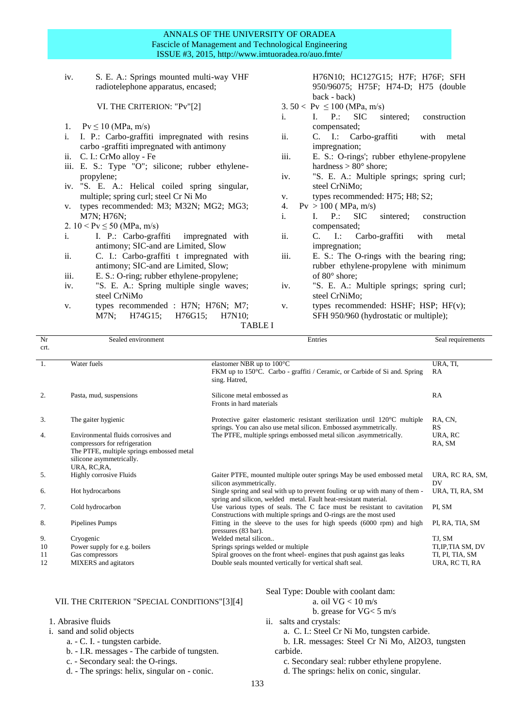iv. S. E. A.: Springs mounted multi-way VHF radiotelephone apparatus, encased;

## VI. THE CRITERION: "Pv"[2]

1. $Pv \leq 10$ (MPa, m/s)
   i. I. P.: Carbo-graffiti impregnated with resins carbo -graffiti impregnated with antimony
   ii. C. I.: CrMo alloy - Fe
   iii. E. S.: Type "O"; silicone; rubber ethylene-propylene;
   iv. "S. E. A.: Helical coiled spring singular, multiple; spring curl; steel Cr Ni Mo
   v. types recommended: M3; M32N; MG2; MG3; M7N; H76N;

2. $10 < Pv \leq 50$ (MPa, m/s)
   i. I. P.: Carbo-graffiti impregnated with antimony; SIC-and are Limited, Slow
   ii. C. I.: Carbo-graffiti t impregnated with antimony; SIC-and are Limited, Slow;
   iii. E. S.: O-ring; rubber ethylene-propylene;
   iv. "S. E. A.: Spring multiple single waves; steel CrNiMo
   v. types recommended : H7N; H76N; M7; M7N; H74G15; H76G15; H7N10; H76N10; HC127G15; H7F; H76F; SFH 950/96075; H75F; H74-D; H75 (double back - back)

3. $50 < Pv \leq 100$ (MPa, m/s)
   i. I. P.: SIC sintered; construction compensated;
   ii. C. I.: Carbo-graffiti with metal impregnation;
   iii. E. S.: O-rings'; rubber ethylene-propylene hardness > 80° shore;
   iv. "S. E. A.: Multiple springs; spring curl; steel CrNiMo;
   v. types recommended: H75; H8; S2;

4. $Pv > 100$ ( MPa, m/s)
   i. I. P.: SIC sintered; construction compensated;
   ii. C. I.: Carbo-graffiti with metal impregnation;
   iii. E. S.: The O-rings with the bearing ring; rubber ethylene-propylene with minimum of 80° shore;
   iv. "S. E. A.: Multiple springs; spring curl; steel CrNiMo;
   v. types recommended: HSHF; HSP; HF(v); SFH 950/960 (hydrostatic or multiple);

TABLE I

| Nr crt. | Sealed environment | Entries | Seal requirements |
|---|---|---|---|
| 1. | Water fuels | elastomer NBR up to 100°C<br>FKM up to 150°C. Carbo - graffiti / Ceramic, or Carbide of Si and. Spring sing. Hatred, | URA, TI, RA |
| 2. | Pasta, mud, suspensions | Silicone metal embossed as<br>Fronts in hard materials | RA |
| 3. | The gaiter hygienic | Protective gaiter elastomeric resistant sterilization until 120°C multiple springs. You can also use metal silicon. Embossed asymmetrically. | RA, CN, RS |
| 4. | Environmental fluids corrosives and compressors for refrigeration<br>The PTFE, multiple springs embossed metal silicone asymmetrically.<br>URA, RC,RA, | The PTFE, multiple springs embossed metal silicon .asymmetrically. | URA, RC<br>RA, SM |
| 5. | Highly corrosive Fluids | Gaiter PTFE, mounted multiple outer springs May be used embossed metal silicon asymmetrically. | URA, RC RA, SM, DV |
| 6. | Hot hydrocarbons | Single spring and seal with up to prevent fouling or up with many of them - spring and silicon, welded metal. Fault heat-resistant material. | URA, TI, RA, SM |
| 7. | Cold hydrocarbon | Use various types of seals. The C face must be resistant to cavitation Constructions with multiple springs and O-rings are the most used | PI, SM |
| 8. | Pipelines Pumps | Fitting in the sleeve to the uses for high speeds (6000 rpm) and high pressures (83 bar). | PI, RA, TIA, SM |
| 9. | Cryogenic | Welded metal silicon.. | TJ, SM |
| 10 | Power supply for e.g. boilers | Springs springs welded or multiple | TI,IP,TIA SM, DV |
| 11 | Gas compressors | Spiral grooves on the front wheel- engines that push against gas leaks | TI, PI, TIA, SM |
| 12 | MIXERS and agitators | Double seals mounted vertically for vertical shaft seal. | URA, RC TI, RA |

## VII. THE CRITERION "SPECIAL CONDITIONS"[3][4]

1. Abrasive fluids
   i. sand and solid objects
      a. - C. I. - tungsten carbide.
      b. - I.R. messages - The carbide of tungsten.
      c. - Secondary seal: the O-rings.
      d. - The springs: helix, singular on - conic.

   Seal Type: Double with coolant dam:
      a. oil VG < 10 m/s
      b. grease for VG< 5 m/s

   ii. salts and crystals:
      a. C. I.: Steel Cr Ni Mo, tungsten carbide.
      b. I.R. messages: Steel Cr Ni Mo, $Al_2O_3$, tungsten carbide.
      c. Secondary seal: rubber ethylene propylene.
      d. The springs: helix on conic, singular.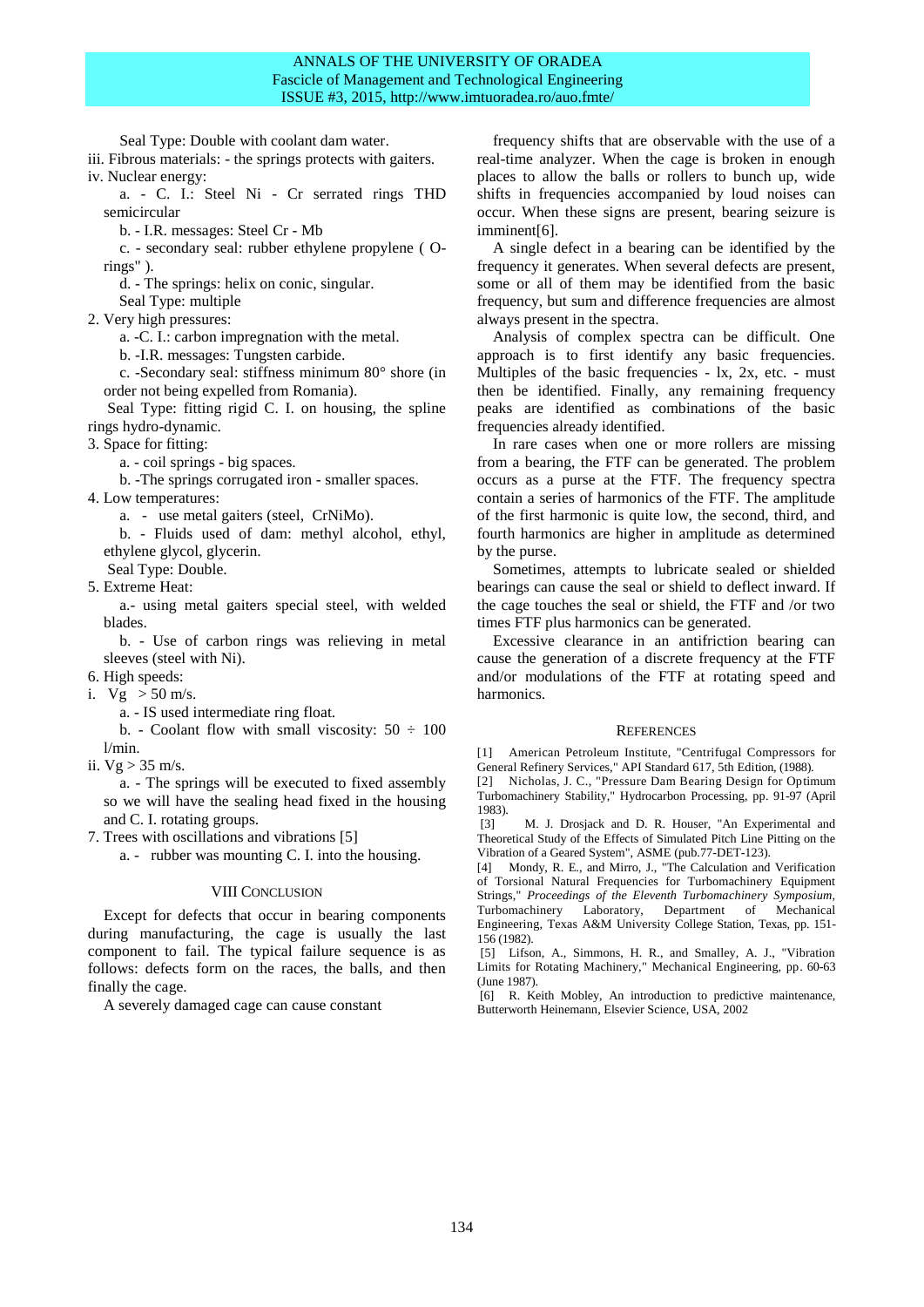Seal Type: Double with coolant dam water.

iii. Fibrous materials: - the springs protects with gaiters.

iv. Nuclear energy:

a. - C. I.: Steel Ni - Cr serrated rings THD semicircular

b. - I.R. messages: Steel Cr - Mb

c. - secondary seal: rubber ethylene propylene ( O-rings" ).

d. - The springs: helix on conic, singular.

Seal Type: multiple

2. Very high pressures:

a. -C. I.: carbon impregnation with the metal.

b. -I.R. messages: Tungsten carbide.

c. -Secondary seal: stiffness minimum 80° shore (in order not being expelled from Romania).

Seal Type: fitting rigid C. I. on housing, the spline rings hydro-dynamic.

3. Space for fitting:

a. - coil springs - big spaces.

b. -The springs corrugated iron - smaller spaces.

4. Low temperatures:

a. - use metal gaiters (steel, CrNiMo).

b. - Fluids used of dam: methyl alcohol, ethyl, ethylene glycol, glycerin.

Seal Type: Double.

5. Extreme Heat:

a.- using metal gaiters special steel, with welded blades.

b. - Use of carbon rings was relieving in metal sleeves (steel with Ni).

6. High speeds:

i. Vg > 50 m/s.

a. - IS used intermediate ring float.

b. - Coolant flow with small viscosity: 50 ÷ 100 l/min.

ii. Vg > 35 m/s.

a. - The springs will be executed to fixed assembly so we will have the sealing head fixed in the housing and C. I. rotating groups.

7. Trees with oscillations and vibrations [5]

a. - rubber was mounting C. I. into the housing.

## VIII Conclusion

Except for defects that occur in bearing components during manufacturing, the cage is usually the last component to fail. The typical failure sequence is as follows: defects form on the races, the balls, and then finally the cage.

A severely damaged cage can cause constant frequency shifts that are observable with the use of a real-time analyzer. When the cage is broken in enough places to allow the balls or rollers to bunch up, wide shifts in frequencies accompanied by loud noises can occur. When these signs are present, bearing seizure is imminent[6].

A single defect in a bearing can be identified by the frequency it generates. When several defects are present, some or all of them may be identified from the basic frequency, but sum and difference frequencies are almost always present in the spectra.

Analysis of complex spectra can be difficult. One approach is to first identify any basic frequencies. Multiples of the basic frequencies - lx, 2x, etc. - must then be identified. Finally, any remaining frequency peaks are identified as combinations of the basic frequencies already identified.

In rare cases when one or more rollers are missing from a bearing, the FTF can be generated. The problem occurs as a purse at the FTF. The frequency spectra contain a series of harmonics of the FTF. The amplitude of the first harmonic is quite low, the second, third, and fourth harmonics are higher in amplitude as determined by the purse.

Sometimes, attempts to lubricate sealed or shielded bearings can cause the seal or shield to deflect inward. If the cage touches the seal or shield, the FTF and /or two times FTF plus harmonics can be generated.

Excessive clearance in an antifriction bearing can cause the generation of a discrete frequency at the FTF and/or modulations of the FTF at rotating speed and harmonics.

## References

[1] American Petroleum Institute, "Centrifugal Compressors for General Refinery Services," API Standard 617, 5th Edition, (1988).

[2] Nicholas, J. C., "Pressure Dam Bearing Design for Optimum Turbomachinery Stability," Hydrocarbon Processing, pp. 91-97 (April 1983).

[3] M. J. Drosjack and D. R. Houser, "An Experimental and Theoretical Study of the Effects of Simulated Pitch Line Pitting on the Vibration of a Geared System", ASME (pub.77-DET-123).

[4] Mondy, R. E., and Mirro, J., "The Calculation and Verification of Torsional Natural Frequencies for Turbomachinery Equipment Strings," *Proceedings of the Eleventh Turbomachinery Symposium*, Turbomachinery Laboratory, Department of Mechanical Engineering, Texas A&M University College Station, Texas, pp. 151-156 (1982).

[5] Lifson, A., Simmons, H. R., and Smalley, A. J., "Vibration Limits for Rotating Machinery," Mechanical Engineering, pp. 60-63 (June 1987).

[6] R. Keith Mobley, An introduction to predictive maintenance, Butterworth Heinemann, Elsevier Science, USA, 2002